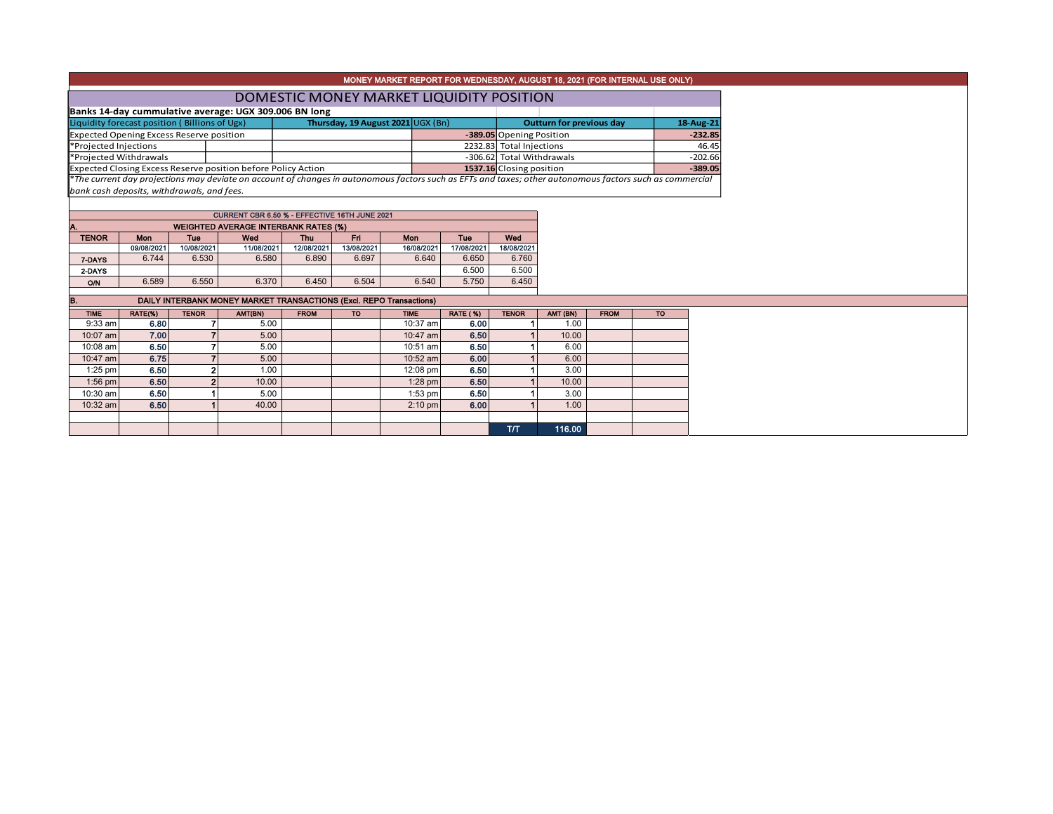MONEY MARKET REPORT FOR WEDNESDAY, AUGUST 18, 2021 (FOR INTERNAL USE ONLY)

# DOMESTIC MONEY MARKET LIQUIDITY POSITION

**Banks 14-day cummulative average: UGX 309.006 BN long**

| Liquidity forecast position ( Billions of Ugx) | Thursday, 19 August 2021 UGX (Bn) | Outturn for previous day | 18-Aug-21 |
|---|---|---|---|
| Expected Opening Excess Reserve position | -389.05 | Opening Position | -232.85 |
| *Projected Injections | 2232.83 | Total Injections | 46.45 |
| *Projected Withdrawals | -306.62 | Total Withdrawals | -202.66 |
| Expected Closing Excess Reserve position before Policy Action | 1537.16 | Closing position | -389.05 |

*\*The current day projections may deviate on account of changes in autonomous factors such as EFTs and taxes; other autonomous factors such as commercial bank cash deposits, withdrawals, and fees.*

CURRENT CBR 6.50 % - EFFECTIVE 16TH JUNE 2021

**A. WEIGHTED AVERAGE INTERBANK RATES (%)**

| TENOR | Mon 09/08/2021 | Tue 10/08/2021 | Wed 11/08/2021 | Thu 12/08/2021 | Fri 13/08/2021 | Mon 16/08/2021 | Tue 17/08/2021 | Wed 18/08/2021 |
|---|---|---|---|---|---|---|---|---|
| 7-DAYS | 6.744 | 6.530 | 6.580 | 6.890 | 6.697 | 6.640 | 6.650 | 6.760 |
| 2-DAYS | | | | | | | 6.500 | 6.500 |
| O/N | 6.589 | 6.550 | 6.370 | 6.450 | 6.504 | 6.540 | 5.750 | 6.450 |

**B. DAILY INTERBANK MONEY MARKET TRANSACTIONS (Excl. REPO Transactions)**

| TIME | RATE(%) | TENOR | AMT(BN) | FROM | TO | TIME | RATE ( %) | TENOR | AMT (BN) | FROM | TO |
|---|---|---|---|---|---|---|---|---|---|---|---|
| 9:33 am | 6.80 | 7 | 5.00 | | | 10:37 am | 6.00 | 1 | 1.00 | | |
| 10:07 am | 7.00 | 7 | 5.00 | | | 10:47 am | 6.50 | 1 | 10.00 | | |
| 10:08 am | 6.50 | 7 | 5.00 | | | 10:51 am | 6.50 | 1 | 6.00 | | |
| 10:47 am | 6.75 | 7 | 5.00 | | | 10:52 am | 6.00 | 1 | 6.00 | | |
| 1:25 pm | 6.50 | 2 | 1.00 | | | 12:08 pm | 6.50 | 1 | 3.00 | | |
| 1:56 pm | 6.50 | 2 | 10.00 | | | 1:28 pm | 6.50 | 1 | 10.00 | | |
| 10:30 am | 6.50 | 1 | 5.00 | | | 1:53 pm | 6.50 | 1 | 3.00 | | |
| 10:32 am | 6.50 | 1 | 40.00 | | | 2:10 pm | 6.00 | 1 | 1.00 | | |
| | | | | | | | | T/T | 116.00 | | |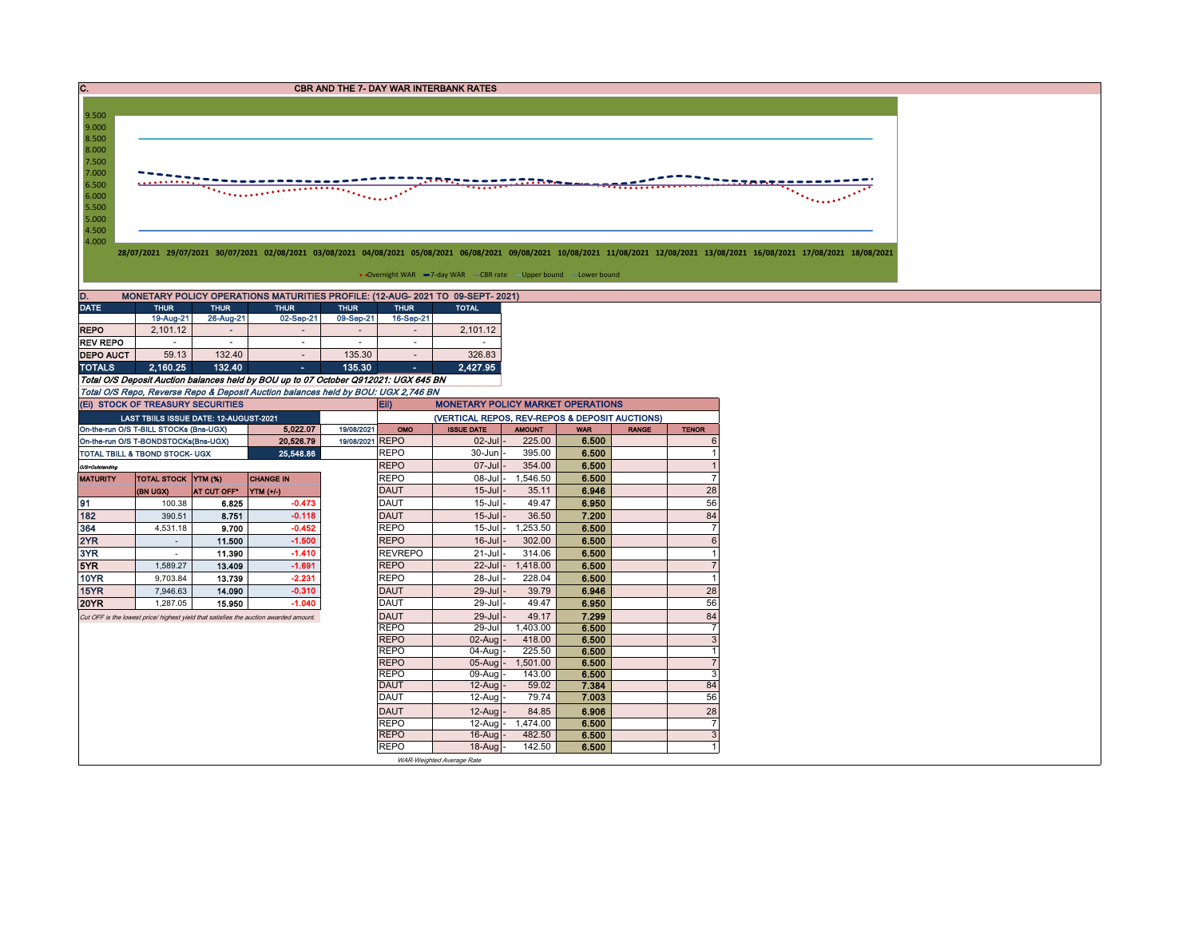## C. CBR AND THE 7- DAY WAR INTERBANK RATES

9.500
9.000
8.500
8.000
7.500
7.000
6.500
6.000
5.500
5.000
4.500
4.000

28/07/2021 29/07/2021 30/07/2021 02/08/2021 03/08/2021 04/08/2021 05/08/2021 06/08/2021 09/08/2021 10/08/2021 11/08/2021 12/08/2021 13/08/2021 16/08/2021 17/08/2021 18/08/2021

Overnight WAR — 7-day WAR — CBR rate — Upper bound — Lower bound

## D. MONETARY POLICY OPERATIONS MATURITIES PROFILE: (12-AUG- 2021 TO 09-SEPT- 2021)

| DATE | THUR | THUR | THUR | THUR | THUR | TOTAL |
|---|---|---|---|---|---|---|
| | 19-Aug-21 | 26-Aug-21 | 02-Sep-21 | 09-Sep-21 | 16-Sep-21 | |
| REPO | 2,101.12 | - | - | - | - | 2,101.12 |
| REV REPO | - | - | - | - | - | - |
| DEPO AUCT | 59.13 | 132.40 | - | 135.30 | - | 326.83 |
| TOTALS | 2,160.25 | 132.40 | - | 135.30 | - | 2,427.95 |

*Total O/S Deposit Auction balances held by BOU up to 07 October Q912021: UGX 645 BN*

*Total O/S Repo, Reverse Repo & Deposit Auction balances held by BOU: UGX 2,746 BN*

### (Ei) STOCK OF TREASURY SECURITIES

| LAST TBIILS ISSUE DATE: 12-AUGUST-2021 | | |
|---|---|---|
| On-the-run O/S T-BILL STOCKs (Bns-UGX) | 5,022.07 | 19/08/2021 |
| On-the-run O/S T-BONDSTOCKs(Bns-UGX) | 20,526.79 | 19/08/2021 |
| TOTAL TBILL & TBOND STOCK- UGX | 25,548.86 | |

*O/S=Outstanding*

| MATURITY | TOTAL STOCK (BN UGX) | YTM (%) AT CUT OFF* | CHANGE IN YTM (+/-) |
|---|---|---|---|
| 91 | 100.38 | 6.825 | -0.473 |
| 182 | 390.51 | 8.751 | -0.118 |
| 364 | 4,531.18 | 9.700 | -0.452 |
| 2YR | - | 11.500 | -1.500 |
| 3YR | - | 11.390 | -1.410 |
| 5YR | 1,589.27 | 13.409 | -1.691 |
| 10YR | 9,703.84 | 13.739 | -2.231 |
| 15YR | 7,946.63 | 14.090 | -0.310 |
| 20YR | 1,287.05 | 15.950 | -1.040 |

*Cut OFF is the lowest price/ highest yield that satisfies the auction awarded amount.*

### Eii) MONETARY POLICY MARKET OPERATIONS

(VERTICAL REPOS, REV-REPOS & DEPOSIT AUCTIONS)

| OMO | ISSUE DATE | AMOUNT | WAR | RANGE | TENOR |
|---|---|---|---|---|---|
| REPO | 02-Jul | 225.00 | 6.500 | | 6 |
| REPO | 30-Jun | 395.00 | 6.500 | | 1 |
| REPO | 07-Jul | 354.00 | 6.500 | | 1 |
| REPO | 08-Jul | 1,546.50 | 6.500 | | 7 |
| DAUT | 15-Jul | 35.11 | 6.946 | | 28 |
| DAUT | 15-Jul | 49.47 | 6.950 | | 56 |
| DAUT | 15-Jul | 36.50 | 7.200 | | 84 |
| REPO | 15-Jul | 1,253.50 | 6.500 | | 7 |
| REPO | 16-Jul | 302.00 | 6.500 | | 6 |
| REVREPO | 21-Jul | 314.06 | 6.500 | | 1 |
| REPO | 22-Jul | 1,418.00 | 6.500 | | 7 |
| REPO | 28-Jul | 228.04 | 6.500 | | 1 |
| DAUT | 29-Jul | 39.79 | 6.946 | | 28 |
| DAUT | 29-Jul | 49.47 | 6.950 | | 56 |
| DAUT | 29-Jul | 49.17 | 7.299 | | 84 |
| REPO | 29-Jul | 1,403.00 | 6.500 | | 7 |
| REPO | 02-Aug | 418.00 | 6.500 | | 3 |
| REPO | 04-Aug | 225.50 | 6.500 | | 1 |
| REPO | 05-Aug | 1,501.00 | 6.500 | | 7 |
| REPO | 09-Aug | 143.00 | 6.500 | | 3 |
| DAUT | 12-Aug | 59.02 | 7.384 | | 84 |
| DAUT | 12-Aug | 79.74 | 7.003 | | 56 |
| DAUT | 12-Aug | 84.85 | 6.906 | | 28 |
| REPO | 12-Aug | 1,474.00 | 6.500 | | 7 |
| REPO | 16-Aug | 482.50 | 6.500 | | 3 |
| REPO | 18-Aug | 142.50 | 6.500 | | 1 |

*WAR-Weighted Average Rate*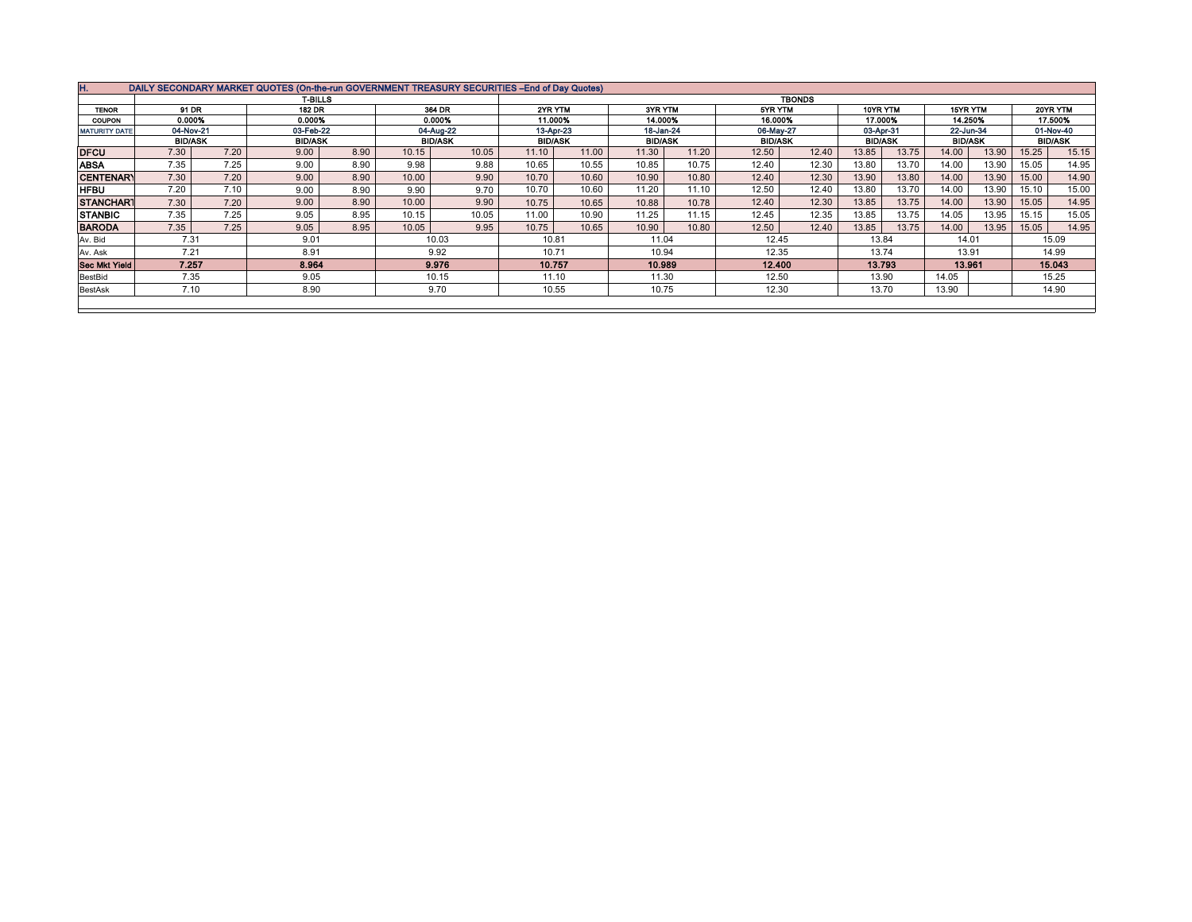## H. DAILY SECONDARY MARKET QUOTES (On-the-run GOVERNMENT TREASURY SECURITIES –End of Day Quotes)

| | T-BILLS | | | | | | TBONDS | | | | | | | | | | | | | | | |
|---|---|---|---|---|---|---|---|---|---|---|---|---|---|---|---|---|---|---|
| **TENOR** | 91 DR | | 182 DR | | 364 DR | | 2YR YTM | | 3YR YTM | | 5YR YTM | | 10YR YTM | | 15YR YTM | | 20YR YTM | |
| **COUPON** | 0.000% | | 0.000% | | 0.000% | | 11.000% | | 14.000% | | 16.000% | | 17.000% | | 14.250% | | 17.500% | |
| **MATURITY DATE** | 04-Nov-21 | | 03-Feb-22 | | 04-Aug-22 | | 13-Apr-23 | | 18-Jan-24 | | 06-May-27 | | 03-Apr-31 | | 22-Jun-34 | | 01-Nov-40 | |
| | BID/ASK | | BID/ASK | | BID/ASK | | BID/ASK | | BID/ASK | | BID/ASK | | BID/ASK | | BID/ASK | | BID/ASK | |
| **DFCU** | 7.30 | 7.20 | 9.00 | 8.90 | 10.15 | 10.05 | 11.10 | 11.00 | 11.30 | 11.20 | 12.50 | 12.40 | 13.85 | 13.75 | 14.00 | 13.90 | 15.25 | 15.15 |
| **ABSA** | 7.35 | 7.25 | 9.00 | 8.90 | 9.98 | 9.88 | 10.65 | 10.55 | 10.85 | 10.75 | 12.40 | 12.30 | 13.80 | 13.70 | 14.00 | 13.90 | 15.05 | 14.95 |
| **CENTENARY** | 7.30 | 7.20 | 9.00 | 8.90 | 10.00 | 9.90 | 10.70 | 10.60 | 10.90 | 10.80 | 12.40 | 12.30 | 13.90 | 13.80 | 14.00 | 13.90 | 15.00 | 14.90 |
| **HFBU** | 7.20 | 7.10 | 9.00 | 8.90 | 9.90 | 9.70 | 10.70 | 10.60 | 11.20 | 11.10 | 12.50 | 12.40 | 13.80 | 13.70 | 14.00 | 13.90 | 15.10 | 15.00 |
| **STANCHART** | 7.30 | 7.20 | 9.00 | 8.90 | 10.00 | 9.90 | 10.75 | 10.65 | 10.88 | 10.78 | 12.40 | 12.30 | 13.85 | 13.75 | 14.00 | 13.90 | 15.05 | 14.95 |
| **STANBIC** | 7.35 | 7.25 | 9.05 | 8.95 | 10.15 | 10.05 | 11.00 | 10.90 | 11.25 | 11.15 | 12.45 | 12.35 | 13.85 | 13.75 | 14.05 | 13.95 | 15.15 | 15.05 |
| **BARODA** | 7.35 | 7.25 | 9.05 | 8.95 | 10.05 | 9.95 | 10.75 | 10.65 | 10.90 | 10.80 | 12.50 | 12.40 | 13.85 | 13.75 | 14.00 | 13.95 | 15.05 | 14.95 |
| Av. Bid | 7.31 | | 9.01 | | 10.03 | | 10.81 | | 11.04 | | 12.45 | | 13.84 | | 14.01 | | 15.09 | |
| Av. Ask | 7.21 | | 8.91 | | 9.92 | | 10.71 | | 10.94 | | 12.35 | | 13.74 | | 13.91 | | 14.99 | |
| **Sec Mkt Yield** | **7.257** | | **8.964** | | **9.976** | | **10.757** | | **10.989** | | **12.400** | | **13.793** | | **13.961** | | **15.043** | |
| BestBid | 7.35 | | 9.05 | | 10.15 | | 11.10 | | 11.30 | | 12.50 | | 13.90 | | 14.05 | | 15.25 | |
| BestAsk | 7.10 | | 8.90 | | 9.70 | | 10.55 | | 10.75 | | 12.30 | | 13.70 | | 13.90 | | 14.90 | |